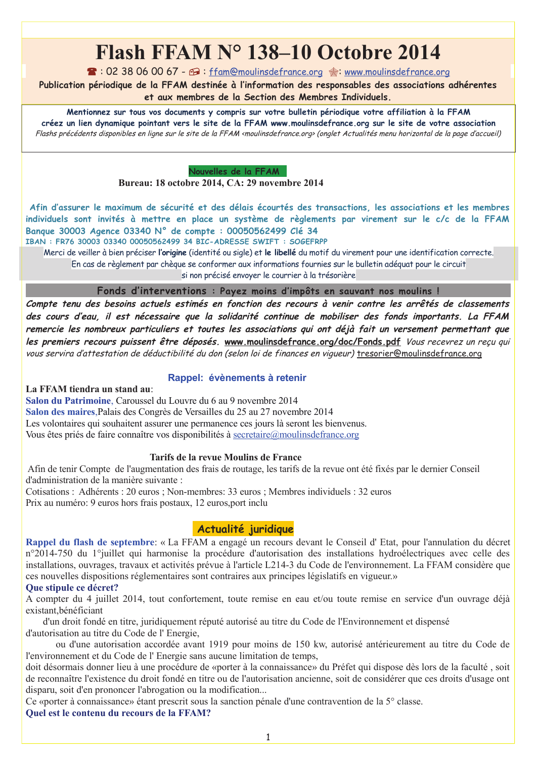# Flash FFAM N° 138–10 Octobre 2014

☎ : 02 38 06 00 67 - : ffam@moulinsdefrance.org : www.moulinsdefrance.org

**Publication périodique de la FFAM destinée à l'information des responsables des associations adhérentes et aux membres de la Section des Membres Individuels.**

**Mentionnez sur tous vos documents y compris sur votre bulletin périodique votre affiliation à la FFAM créez un lien dynamique pointant vers le site de la FFAM www.moulinsdefrance.org sur le site de votre association**

*Flashs précédents disponibles en ligne sur le site de la FFAM <moulinsdefrance.org> (onglet Actualités menu horizontal de la page d'accueil)*

## Nouvelles de la FFAM

**Bureau: 18 octobre 2014, CA: 29 novembre 2014**

**Afin d'assurer le maximum de sécurité et des délais écourtés des transactions, les associations et les membres individuels sont invités à mettre en place un système de règlements par virement sur le c/c de la FFAM Banque 30003 Agence 03340 N° de compte : 00050562499 Clé 34**

**IBAN : FR76 30003 03340 00050562499 34 BIC-ADRESSE SWIFT : SOGEFRPP**

Merci de veiller à bien préciser **l'origine** (identité ou sigle) et **le libellé** du motif du virement pour une identification correcte.
En cas de règlement par chèque se conformer aux informations fournies sur le bulletin adéquat pour le circuit si non précisé envoyer le courrier à la trésorière

## Fonds d'interventions : Payez moins d'impôts en sauvant nos moulins !

***Compte tenu des besoins actuels estimés en fonction des recours à venir contre les arrêtés de classements des cours d'eau, il est nécessaire que la solidarité continue de mobiliser des fonds importants. La FFAM remercie les nombreux particuliers et toutes les associations qui ont déjà fait un versement permettant que les premiers recours puissent être déposés.*** **www.moulinsdefrance.org/doc/Fonds.pdf** *Vous recevrez un reçu qui vous servira d'attestation de déductibilité du don (selon loi de finances en vigueur)* tresorier@moulinsdefrance.org

### Rappel: évènements à retenir

**La FFAM tiendra un stand au**:

**Salon du Patrimoine**, Caroussel du Louvre du 6 au 9 novembre 2014
**Salon des maires**, Palais des Congrès de Versailles du 25 au 27 novembre 2014
Les volontaires qui souhaitent assurer une permanence ces jours là seront les bienvenus.
Vous êtes priés de faire connaître vos disponibilités à secretaire@moulinsdefrance.org

### Tarifs de la revue Moulins de France

Afin de tenir Compte de l'augmentation des frais de routage, les tarifs de la revue ont été fixés par le dernier Conseil d'administration de la manière suivante :

Cotisations : Adhérents : 20 euros ; Non-membres: 33 euros ; Membres individuels : 32 euros
Prix au numéro: 9 euros hors frais postaux, 12 euros,port inclu

## Actualité juridique

**Rappel du flash de septembre**: « La FFAM a engagé un recours devant le Conseil d' Etat, pour l'annulation du décret n°2014-750 du 1°juillet qui harmonise la procédure d'autorisation des installations hydroélectriques avec celle des installations, ouvrages, travaux et activités prévue à l'article L214-3 du Code de l'environnement. La FFAM considère que ces nouvelles dispositions réglementaires sont contraires aux principes législatifs en vigueur.»

**Que stipule ce décret?**

A compter du 4 juillet 2014, tout confortement, toute remise en eau et/ou toute remise en service d'un ouvrage déjà existant,bénéficiant

d'un droit fondé en titre, juridiquement réputé autorisé au titre du Code de l'Environnement et dispensé d'autorisation au titre du Code de l' Energie,

ou d'une autorisation accordée avant 1919 pour moins de 150 kw, autorisé antérieurement au titre du Code de l'environnement et du Code de l' Energie sans aucune limitation de temps,

doit désormais donner lieu à une procédure de «porter à la connaissance» du Préfet qui dispose dès lors de la faculté , soit de reconnaître l'existence du droit fondé en titre ou de l'autorisation ancienne, soit de considérer que ces droits d'usage ont disparu, soit d'en prononcer l'abrogation ou la modification...

Ce «porter à connaissance» étant prescrit sous la sanction pénale d'une contravention de la 5° classe.

**Quel est le contenu du recours de la FFAM?**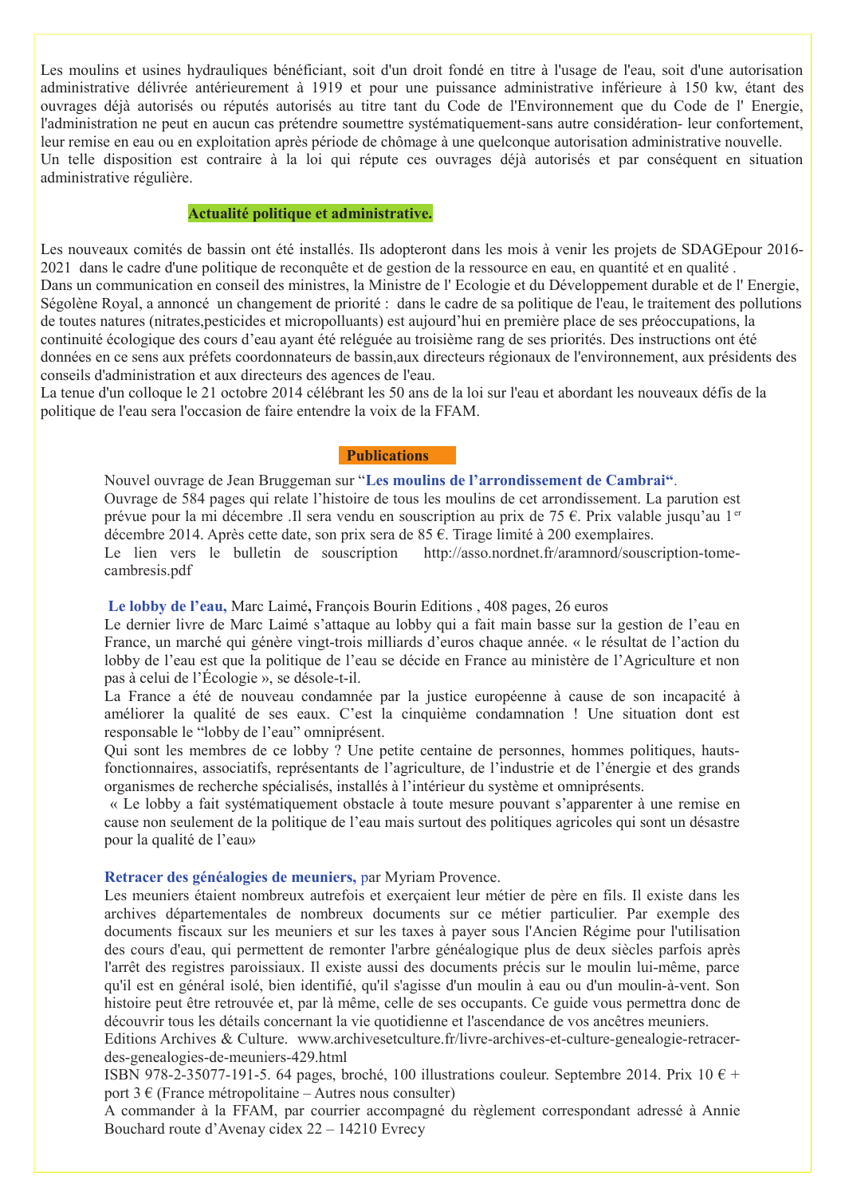Les moulins et usines hydrauliques bénéficiant, soit d'un droit fondé en titre à l'usage de l'eau, soit d'une autorisation administrative délivrée antérieurement à 1919 et pour une puissance administrative inférieure à 150 kw, étant des ouvrages déjà autorisés ou réputés autorisés au titre tant du Code de l'Environnement que du Code de l' Energie, l'administration ne peut en aucun cas prétendre soumettre systématiquement-sans autre considération- leur confortement, leur remise en eau ou en exploitation après période de chômage à une quelconque autorisation administrative nouvelle.
Un telle disposition est contraire à la loi qui répute ces ouvrages déjà autorisés et par conséquent en situation administrative régulière.

## Actualité politique et administrative.

Les nouveaux comités de bassin ont été installés. Ils adopteront dans les mois à venir les projets de SDAGEpour 2016-2021 dans le cadre d'une politique de reconquête et de gestion de la ressource en eau, en quantité et en qualité .
Dans un communication en conseil des ministres, la Ministre de l' Ecologie et du Développement durable et de l' Energie, Ségolène Royal, a annoncé un changement de priorité : dans le cadre de sa politique de l'eau, le traitement des pollutions de toutes natures (nitrates,pesticides et micropolluants) est aujourd'hui en première place de ses préoccupations, la continuité écologique des cours d'eau ayant été reléguée au troisième rang de ses priorités. Des instructions ont été données en ce sens aux préfets coordonnateurs de bassin,aux directeurs régionaux de l'environnement, aux présidents des conseils d'administration et aux directeurs des agences de l'eau.
La tenue d'un colloque le 21 octobre 2014 célébrant les 50 ans de la loi sur l'eau et abordant les nouveaux défis de la politique de l'eau sera l'occasion de faire entendre la voix de la FFAM.

## Publications

Nouvel ouvrage de Jean Bruggeman sur "**Les moulins de l'arrondissement de Cambrai**".
Ouvrage de 584 pages qui relate l'histoire de tous les moulins de cet arrondissement. La parution est prévue pour la mi décembre .Il sera vendu en souscription au prix de 75 €. Prix valable jusqu'au 1er décembre 2014. Après cette date, son prix sera de 85 €. Tirage limité à 200 exemplaires.
Le lien vers le bulletin de souscription http://asso.nordnet.fr/aramnord/souscription-tome-cambresis.pdf

**Le lobby de l'eau,** Marc Laimé**,** François Bourin Editions , 408 pages, 26 euros
Le dernier livre de Marc Laimé s'attaque au lobby qui a fait main basse sur la gestion de l'eau en France, un marché qui génère vingt-trois milliards d'euros chaque année. « le résultat de l'action du lobby de l'eau est que la politique de l'eau se décide en France au ministère de l'Agriculture et non pas à celui de l'Écologie », se désole-t-il.
La France a été de nouveau condamnée par la justice européenne à cause de son incapacité à améliorer la qualité de ses eaux. C'est la cinquième condamnation ! Une situation dont est responsable le "lobby de l'eau" omniprésent.
Qui sont les membres de ce lobby ? Une petite centaine de personnes, hommes politiques, hauts-fonctionnaires, associatifs, représentants de l'agriculture, de l'industrie et de l'énergie et des grands organismes de recherche spécialisés, installés à l'intérieur du système et omniprésents.
« Le lobby a fait systématiquement obstacle à toute mesure pouvant s'apparenter à une remise en cause non seulement de la politique de l'eau mais surtout des politiques agricoles qui sont un désastre pour la qualité de l'eau»

**Retracer des généalogies de meuniers,** par Myriam Provence.
Les meuniers étaient nombreux autrefois et exerçaient leur métier de père en fils. Il existe dans les archives départementales de nombreux documents sur ce métier particulier. Par exemple des documents fiscaux sur les meuniers et sur les taxes à payer sous l'Ancien Régime pour l'utilisation des cours d'eau, qui permettent de remonter l'arbre généalogique plus de deux siècles parfois après l'arrêt des registres paroissiaux. Il existe aussi des documents précis sur le moulin lui-même, parce qu'il est en général isolé, bien identifié, qu'il s'agisse d'un moulin à eau ou d'un moulin-à-vent. Son histoire peut être retrouvée et, par là même, celle de ses occupants. Ce guide vous permettra donc de découvrir tous les détails concernant la vie quotidienne et l'ascendance de vos ancêtres meuniers.
Editions Archives & Culture. www.archivesetculture.fr/livre-archives-et-culture-genealogie-retracer-des-genealogies-de-meuniers-429.html
ISBN 978-2-35077-191-5. 64 pages, broché, 100 illustrations couleur. Septembre 2014. Prix 10 € + port 3 € (France métropolitaine – Autres nous consulter)
A commander à la FFAM, par courrier accompagné du règlement correspondant adressé à Annie Bouchard route d'Avenay cidex 22 – 14210 Evrecy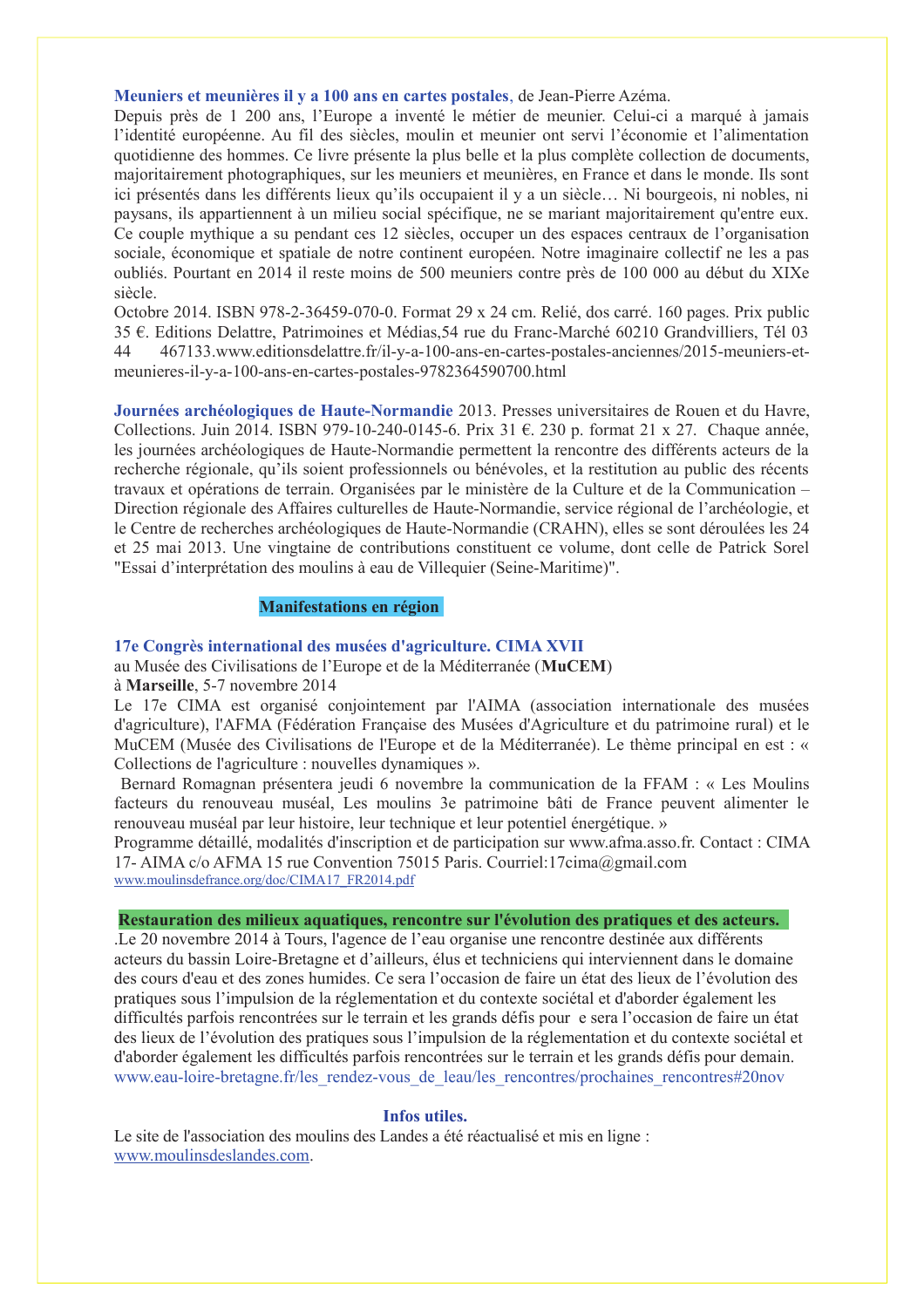**Meuniers et meunières il y a 100 ans en cartes postales**, de Jean-Pierre Azéma.
Depuis près de 1 200 ans, l'Europe a inventé le métier de meunier. Celui-ci a marqué à jamais l'identité européenne. Au fil des siècles, moulin et meunier ont servi l'économie et l'alimentation quotidienne des hommes. Ce livre présente la plus belle et la plus complète collection de documents, majoritairement photographiques, sur les meuniers et meunières, en France et dans le monde. Ils sont ici présentés dans les différents lieux qu'ils occupaient il y a un siècle… Ni bourgeois, ni nobles, ni paysans, ils appartiennent à un milieu social spécifique, ne se mariant majoritairement qu'entre eux. Ce couple mythique a su pendant ces 12 siècles, occuper un des espaces centraux de l'organisation sociale, économique et spatiale de notre continent européen. Notre imaginaire collectif ne les a pas oubliés. Pourtant en 2014 il reste moins de 500 meuniers contre près de 100 000 au début du XIXe siècle.
Octobre 2014. ISBN 978-2-36459-070-0. Format 29 x 24 cm. Relié, dos carré. 160 pages. Prix public 35 €. Editions Delattre, Patrimoines et Médias,54 rue du Franc-Marché 60210 Grandvilliers, Tél 03 44 467133.www.editionsdelattre.fr/il-y-a-100-ans-en-cartes-postales-anciennes/2015-meuniers-et-meunieres-il-y-a-100-ans-en-cartes-postales-9782364590700.html

**Journées archéologiques de Haute-Normandie** 2013. Presses universitaires de Rouen et du Havre, Collections. Juin 2014. ISBN 979-10-240-0145-6. Prix 31 €. 230 p. format 21 x 27. Chaque année, les journées archéologiques de Haute-Normandie permettent la rencontre des différents acteurs de la recherche régionale, qu'ils soient professionnels ou bénévoles, et la restitution au public des récents travaux et opérations de terrain. Organisées par le ministère de la Culture et de la Communication – Direction régionale des Affaires culturelles de Haute-Normandie, service régional de l'archéologie, et le Centre de recherches archéologiques de Haute-Normandie (CRAHN), elles se sont déroulées les 24 et 25 mai 2013. Une vingtaine de contributions constituent ce volume, dont celle de Patrick Sorel "Essai d'interprétation des moulins à eau de Villequier (Seine-Maritime)".

## Manifestations en région

**17e Congrès international des musées d'agriculture. CIMA XVII**
au Musée des Civilisations de l'Europe et de la Méditerranée (**MuCEM**)
à **Marseille**, 5-7 novembre 2014
Le 17e CIMA est organisé conjointement par l'AIMA (association internationale des musées d'agriculture), l'AFMA (Fédération Française des Musées d'Agriculture et du patrimoine rural) et le MuCEM (Musée des Civilisations de l'Europe et de la Méditerranée). Le thème principal en est : « Collections de l'agriculture : nouvelles dynamiques ».
Bernard Romagnan présentera jeudi 6 novembre la communication de la FFAM : « Les Moulins facteurs du renouveau muséal, Les moulins 3e patrimoine bâti de France peuvent alimenter le renouveau muséal par leur histoire, leur technique et leur potentiel énergétique. »
Programme détaillé, modalités d'inscription et de participation sur www.afma.asso.fr. Contact : CIMA 17- AIMA c/o AFMA 15 rue Convention 75015 Paris. Courriel:17cima@gmail.com
www.moulinsdefrance.org/doc/CIMA17_FR2014.pdf

**Restauration des milieux aquatiques, rencontre sur l'évolution des pratiques et des acteurs.**
.Le 20 novembre 2014 à Tours, l'agence de l'eau organise une rencontre destinée aux différents acteurs du bassin Loire-Bretagne et d'ailleurs, élus et techniciens qui interviennent dans le domaine des cours d'eau et des zones humides. Ce sera l'occasion de faire un état des lieux de l'évolution des pratiques sous l'impulsion de la réglementation et du contexte sociétal et d'aborder également les difficultés parfois rencontrées sur le terrain et les grands défis pour e sera l'occasion de faire un état des lieux de l'évolution des pratiques sous l'impulsion de la réglementation et du contexte sociétal et d'aborder également les difficultés parfois rencontrées sur le terrain et les grands défis pour demain.
www.eau-loire-bretagne.fr/les_rendez-vous_de_leau/les_rencontres/prochaines_rencontres#20nov

## Infos utiles.

Le site de l'association des moulins des Landes a été réactualisé et mis en ligne :
www.moulinsdeslandes.com.